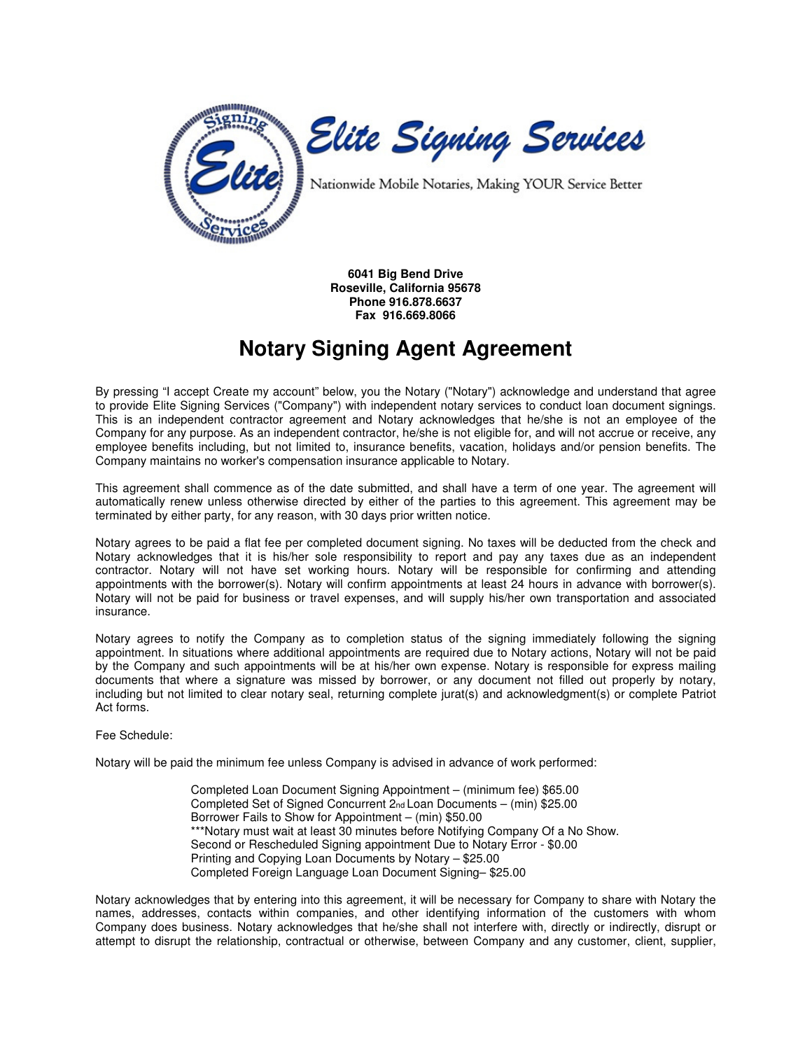# Elite Signing Services

Nationwide Mobile Notaries, Making YOUR Service Better

**6041 Big Bend Drive**
**Roseville, California 95678**
**Phone 916.878.6637**
**Fax 916.669.8066**

## Notary Signing Agent Agreement

By pressing "I accept Create my account" below, you the Notary ("Notary") acknowledge and understand that agree to provide Elite Signing Services ("Company") with independent notary services to conduct loan document signings. This is an independent contractor agreement and Notary acknowledges that he/she is not an employee of the Company for any purpose. As an independent contractor, he/she is not eligible for, and will not accrue or receive, any employee benefits including, but not limited to, insurance benefits, vacation, holidays and/or pension benefits. The Company maintains no worker's compensation insurance applicable to Notary.

This agreement shall commence as of the date submitted, and shall have a term of one year. The agreement will automatically renew unless otherwise directed by either of the parties to this agreement. This agreement may be terminated by either party, for any reason, with 30 days prior written notice.

Notary agrees to be paid a flat fee per completed document signing. No taxes will be deducted from the check and Notary acknowledges that it is his/her sole responsibility to report and pay any taxes due as an independent contractor. Notary will not have set working hours. Notary will be responsible for confirming and attending appointments with the borrower(s). Notary will confirm appointments at least 24 hours in advance with borrower(s). Notary will not be paid for business or travel expenses, and will supply his/her own transportation and associated insurance.

Notary agrees to notify the Company as to completion status of the signing immediately following the signing appointment. In situations where additional appointments are required due to Notary actions, Notary will not be paid by the Company and such appointments will be at his/her own expense. Notary is responsible for express mailing documents that where a signature was missed by borrower, or any document not filled out properly by notary, including but not limited to clear notary seal, returning complete jurat(s) and acknowledgment(s) or complete Patriot Act forms.

Fee Schedule:

Notary will be paid the minimum fee unless Company is advised in advance of work performed:

Completed Loan Document Signing Appointment – (minimum fee) $65.00
Completed Set of Signed Concurrent 2nd Loan Documents – (min) $25.00
Borrower Fails to Show for Appointment – (min) $50.00
***Notary must wait at least 30 minutes before Notifying Company Of a No Show.
Second or Rescheduled Signing appointment Due to Notary Error - $0.00
Printing and Copying Loan Documents by Notary – $25.00
Completed Foreign Language Loan Document Signing– $25.00

Notary acknowledges that by entering into this agreement, it will be necessary for Company to share with Notary the names, addresses, contacts within companies, and other identifying information of the customers with whom Company does business. Notary acknowledges that he/she shall not interfere with, directly or indirectly, disrupt or attempt to disrupt the relationship, contractual or otherwise, between Company and any customer, client, supplier,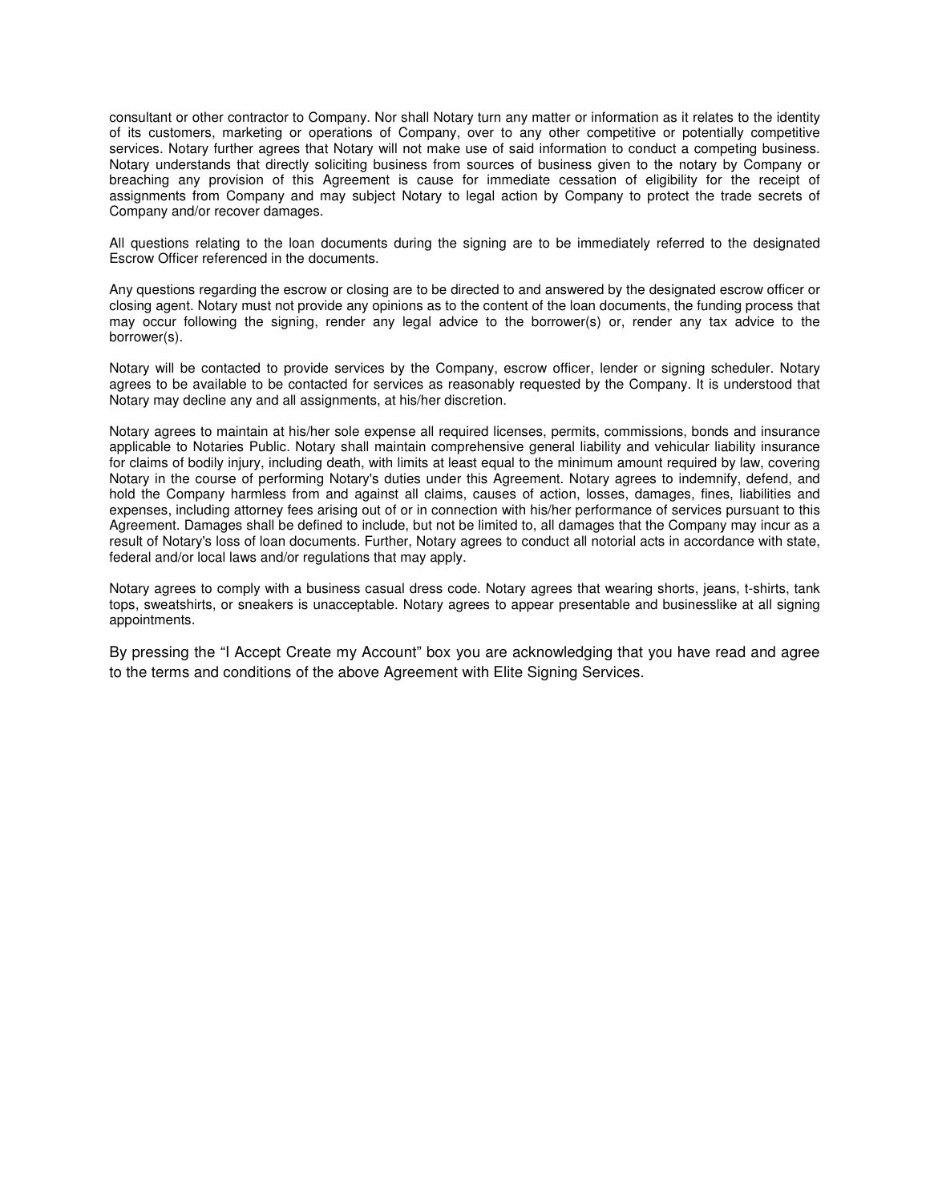consultant or other contractor to Company. Nor shall Notary turn any matter or information as it relates to the identity of its customers, marketing or operations of Company, over to any other competitive or potentially competitive services. Notary further agrees that Notary will not make use of said information to conduct a competing business. Notary understands that directly soliciting business from sources of business given to the notary by Company or breaching any provision of this Agreement is cause for immediate cessation of eligibility for the receipt of assignments from Company and may subject Notary to legal action by Company to protect the trade secrets of Company and/or recover damages.

All questions relating to the loan documents during the signing are to be immediately referred to the designated Escrow Officer referenced in the documents.

Any questions regarding the escrow or closing are to be directed to and answered by the designated escrow officer or closing agent. Notary must not provide any opinions as to the content of the loan documents, the funding process that may occur following the signing, render any legal advice to the borrower(s) or, render any tax advice to the borrower(s).

Notary will be contacted to provide services by the Company, escrow officer, lender or signing scheduler. Notary agrees to be available to be contacted for services as reasonably requested by the Company. It is understood that Notary may decline any and all assignments, at his/her discretion.

Notary agrees to maintain at his/her sole expense all required licenses, permits, commissions, bonds and insurance applicable to Notaries Public. Notary shall maintain comprehensive general liability and vehicular liability insurance for claims of bodily injury, including death, with limits at least equal to the minimum amount required by law, covering Notary in the course of performing Notary's duties under this Agreement. Notary agrees to indemnify, defend, and hold the Company harmless from and against all claims, causes of action, losses, damages, fines, liabilities and expenses, including attorney fees arising out of or in connection with his/her performance of services pursuant to this Agreement. Damages shall be defined to include, but not be limited to, all damages that the Company may incur as a result of Notary's loss of loan documents. Further, Notary agrees to conduct all notorial acts in accordance with state, federal and/or local laws and/or regulations that may apply.

Notary agrees to comply with a business casual dress code. Notary agrees that wearing shorts, jeans, t-shirts, tank tops, sweatshirts, or sneakers is unacceptable. Notary agrees to appear presentable and businesslike at all signing appointments.

By pressing the "I Accept Create my Account" box you are acknowledging that you have read and agree to the terms and conditions of the above Agreement with Elite Signing Services.